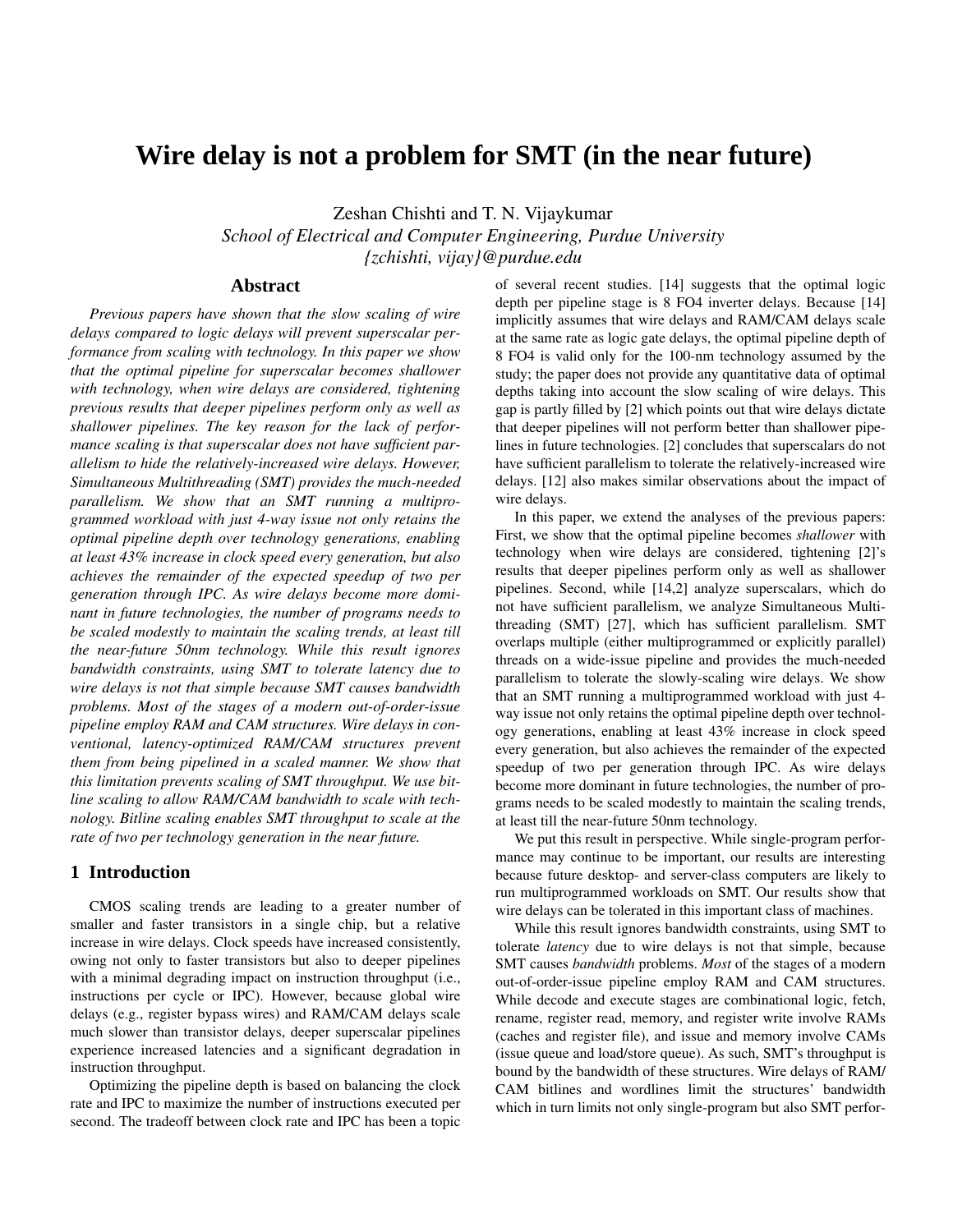# Wire delay is not a problem for SMT (in the near future)

Zeshan Chishti and T. N. Vijaykumar

*School of Electrical and Computer Engineering, Purdue University*

*{zchishti, vijay}@purdue.edu*

## Abstract

*Previous papers have shown that the slow scaling of wire delays compared to logic delays will prevent superscalar performance from scaling with technology. In this paper we show that the optimal pipeline for superscalar becomes shallower with technology, when wire delays are considered, tightening previous results that deeper pipelines perform only as well as shallower pipelines. The key reason for the lack of performance scaling is that superscalar does not have sufficient parallelism to hide the relatively-increased wire delays. However, Simultaneous Multithreading (SMT) provides the much-needed parallelism. We show that an SMT running a multiprogrammed workload with just 4-way issue not only retains the optimal pipeline depth over technology generations, enabling at least 43% increase in clock speed every generation, but also achieves the remainder of the expected speedup of two per generation through IPC. As wire delays become more dominant in future technologies, the number of programs needs to be scaled modestly to maintain the scaling trends, at least till the near-future 50nm technology. While this result ignores bandwidth constraints, using SMT to tolerate latency due to wire delays is not that simple because SMT causes bandwidth problems. Most of the stages of a modern out-of-order-issue pipeline employ RAM and CAM structures. Wire delays in conventional, latency-optimized RAM/CAM structures prevent them from being pipelined in a scaled manner. We show that this limitation prevents scaling of SMT throughput. We use bitline scaling to allow RAM/CAM bandwidth to scale with technology. Bitline scaling enables SMT throughput to scale at the rate of two per technology generation in the near future.*

## 1 Introduction

CMOS scaling trends are leading to a greater number of smaller and faster transistors in a single chip, but a relative increase in wire delays. Clock speeds have increased consistently, owing not only to faster transistors but also to deeper pipelines with a minimal degrading impact on instruction throughput (i.e., instructions per cycle or IPC). However, because global wire delays (e.g., register bypass wires) and RAM/CAM delays scale much slower than transistor delays, deeper superscalar pipelines experience increased latencies and a significant degradation in instruction throughput.

Optimizing the pipeline depth is based on balancing the clock rate and IPC to maximize the number of instructions executed per second. The tradeoff between clock rate and IPC has been a topic of several recent studies. [14] suggests that the optimal logic depth per pipeline stage is 8 FO4 inverter delays. Because [14] implicitly assumes that wire delays and RAM/CAM delays scale at the same rate as logic gate delays, the optimal pipeline depth of 8 FO4 is valid only for the 100-nm technology assumed by the study; the paper does not provide any quantitative data of optimal depths taking into account the slow scaling of wire delays. This gap is partly filled by [2] which points out that wire delays dictate that deeper pipelines will not perform better than shallower pipelines in future technologies. [2] concludes that superscalars do not have sufficient parallelism to tolerate the relatively-increased wire delays. [12] also makes similar observations about the impact of wire delays.

In this paper, we extend the analyses of the previous papers: First, we show that the optimal pipeline becomes *shallower* with technology when wire delays are considered, tightening [2]'s results that deeper pipelines perform only as well as shallower pipelines. Second, while [14,2] analyze superscalars, which do not have sufficient parallelism, we analyze Simultaneous Multithreading (SMT) [27], which has sufficient parallelism. SMT overlaps multiple (either multiprogrammed or explicitly parallel) threads on a wide-issue pipeline and provides the much-needed parallelism to tolerate the slowly-scaling wire delays. We show that an SMT running a multiprogrammed workload with just 4-way issue not only retains the optimal pipeline depth over technology generations, enabling at least 43% increase in clock speed every generation, but also achieves the remainder of the expected speedup of two per generation through IPC. As wire delays become more dominant in future technologies, the number of programs needs to be scaled modestly to maintain the scaling trends, at least till the near-future 50nm technology.

We put this result in perspective. While single-program performance may continue to be important, our results are interesting because future desktop- and server-class computers are likely to run multiprogrammed workloads on SMT. Our results show that wire delays can be tolerated in this important class of machines.

While this result ignores bandwidth constraints, using SMT to tolerate *latency* due to wire delays is not that simple, because SMT causes *bandwidth* problems. *Most* of the stages of a modern out-of-order-issue pipeline employ RAM and CAM structures. While decode and execute stages are combinational logic, fetch, rename, register read, memory, and register write involve RAMs (caches and register file), and issue and memory involve CAMs (issue queue and load/store queue). As such, SMT's throughput is bound by the bandwidth of these structures. Wire delays of RAM/CAM bitlines and wordlines limit the structures' bandwidth which in turn limits not only single-program but also SMT perfor-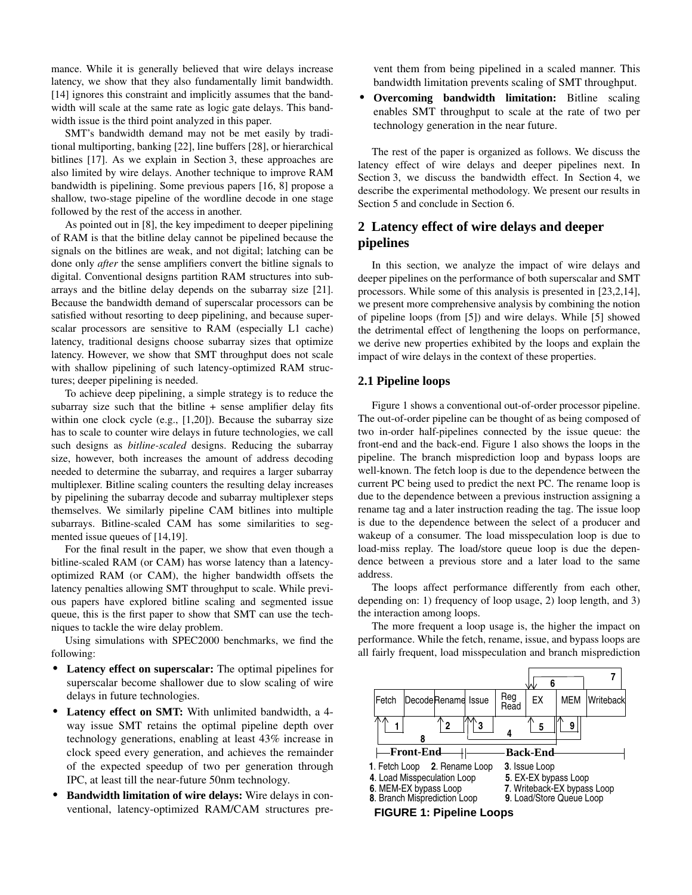mance. While it is generally believed that wire delays increase latency, we show that they also fundamentally limit bandwidth. [14] ignores this constraint and implicitly assumes that the bandwidth will scale at the same rate as logic gate delays. This bandwidth issue is the third point analyzed in this paper.

SMT's bandwidth demand may not be met easily by traditional multiporting, banking [22], line buffers [28], or hierarchical bitlines [17]. As we explain in Section 3, these approaches are also limited by wire delays. Another technique to improve RAM bandwidth is pipelining. Some previous papers [16, 8] propose a shallow, two-stage pipeline of the wordline decode in one stage followed by the rest of the access in another.

As pointed out in [8], the key impediment to deeper pipelining of RAM is that the bitline delay cannot be pipelined because the signals on the bitlines are weak, and not digital; latching can be done only *after* the sense amplifiers convert the bitline signals to digital. Conventional designs partition RAM structures into subarrays and the bitline delay depends on the subarray size [21]. Because the bandwidth demand of superscalar processors can be satisfied without resorting to deep pipelining, and because superscalar processors are sensitive to RAM (especially L1 cache) latency, traditional designs choose subarray sizes that optimize latency. However, we show that SMT throughput does not scale with shallow pipelining of such latency-optimized RAM structures; deeper pipelining is needed.

To achieve deep pipelining, a simple strategy is to reduce the subarray size such that the bitline + sense amplifier delay fits within one clock cycle (e.g., [1,20]). Because the subarray size has to scale to counter wire delays in future technologies, we call such designs as *bitline-scaled* designs. Reducing the subarray size, however, both increases the amount of address decoding needed to determine the subarray, and requires a larger subarray multiplexer. Bitline scaling counters the resulting delay increases by pipelining the subarray decode and subarray multiplexer steps themselves. We similarly pipeline CAM bitlines into multiple subarrays. Bitline-scaled CAM has some similarities to segmented issue queues of [14,19].

For the final result in the paper, we show that even though a bitline-scaled RAM (or CAM) has worse latency than a latency-optimized RAM (or CAM), the higher bandwidth offsets the latency penalties allowing SMT throughput to scale. While previous papers have explored bitline scaling and segmented issue queue, this is the first paper to show that SMT can use the techniques to tackle the wire delay problem.

Using simulations with SPEC2000 benchmarks, we find the following:

- **Latency effect on superscalar:** The optimal pipelines for superscalar become shallower due to slow scaling of wire delays in future technologies.
- **Latency effect on SMT:** With unlimited bandwidth, a 4-way issue SMT retains the optimal pipeline depth over technology generations, enabling at least 43% increase in clock speed every generation, and achieves the remainder of the expected speedup of two per generation through IPC, at least till the near-future 50nm technology.
- **Bandwidth limitation of wire delays:** Wire delays in conventional, latency-optimized RAM/CAM structures prevent them from being pipelined in a scaled manner. This bandwidth limitation prevents scaling of SMT throughput.
- **Overcoming bandwidth limitation:** Bitline scaling enables SMT throughput to scale at the rate of two per technology generation in the near future.

The rest of the paper is organized as follows. We discuss the latency effect of wire delays and deeper pipelines next. In Section 3, we discuss the bandwidth effect. In Section 4, we describe the experimental methodology. We present our results in Section 5 and conclude in Section 6.

## 2 Latency effect of wire delays and deeper pipelines

In this section, we analyze the impact of wire delays and deeper pipelines on the performance of both superscalar and SMT processors. While some of this analysis is presented in [23,2,14], we present more comprehensive analysis by combining the notion of pipeline loops (from [5]) and wire delays. While [5] showed the detrimental effect of lengthening the loops on performance, we derive new properties exhibited by the loops and explain the impact of wire delays in the context of these properties.

### 2.1 Pipeline loops

Figure 1 shows a conventional out-of-order processor pipeline. The out-of-order pipeline can be thought of as being composed of two in-order half-pipelines connected by the issue queue: the front-end and the back-end. Figure 1 also shows the loops in the pipeline. The branch misprediction loop and bypass loops are well-known. The fetch loop is due to the dependence between the current PC being used to predict the next PC. The rename loop is due to the dependence between a previous instruction assigning a rename tag and a later instruction reading the tag. The issue loop is due to the dependence between the select of a producer and wakeup of a consumer. The load misspeculation loop is due to load-miss replay. The load/store queue loop is due the dependence between a previous store and a later load to the same address.

The loops affect performance differently from each other, depending on: 1) frequency of loop usage, 2) loop length, and 3) the interaction among loops.

The more frequent a loop usage is, the higher the impact on performance. While the fetch, rename, issue, and bypass loops are all fairly frequent, load misspeculation and branch misprediction

Fetch | Decode | Rename | Issue | Reg Read | EX | MEM | Writeback

Front-End | Back-End

1. Fetch Loop 2. Rename Loop 3. Issue Loop
4. Load Misspeculation Loop 5. EX-EX bypass Loop
6. MEM-EX bypass Loop 7. Writeback-EX bypass Loop
8. Branch Misprediction Loop 9. Load/Store Queue Loop

**FIGURE 1: Pipeline Loops**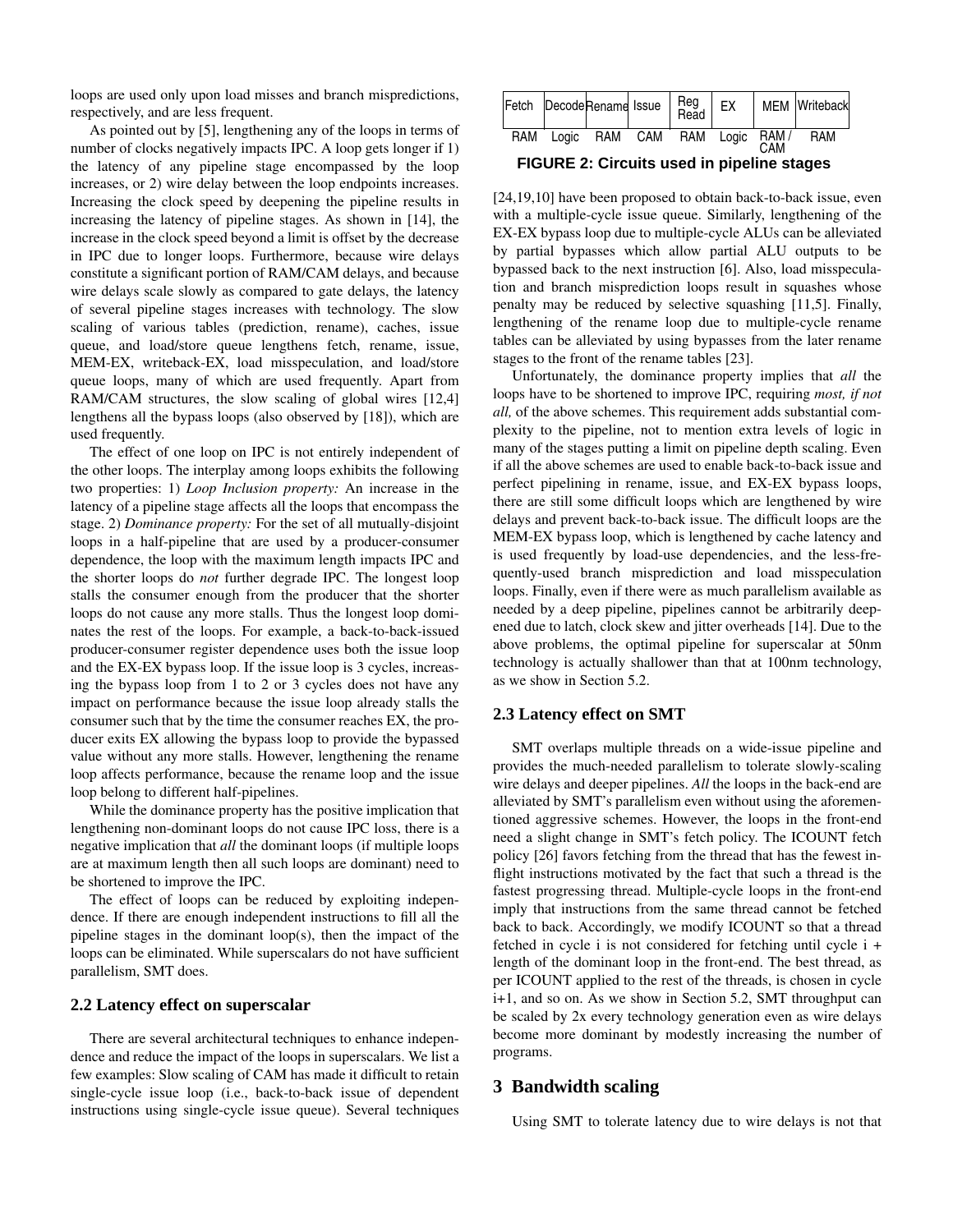loops are used only upon load misses and branch mispredictions, respectively, and are less frequent.

As pointed out by [5], lengthening any of the loops in terms of number of clocks negatively impacts IPC. A loop gets longer if 1) the latency of any pipeline stage encompassed by the loop increases, or 2) wire delay between the loop endpoints increases. Increasing the clock speed by deepening the pipeline results in increasing the latency of pipeline stages. As shown in [14], the increase in the clock speed beyond a limit is offset by the decrease in IPC due to longer loops. Furthermore, because wire delays constitute a significant portion of RAM/CAM delays, and because wire delays scale slowly as compared to gate delays, the latency of several pipeline stages increases with technology. The slow scaling of various tables (prediction, rename), caches, issue queue, and load/store queue lengthens fetch, rename, issue, MEM-EX, writeback-EX, load misspeculation, and load/store queue loops, many of which are used frequently. Apart from RAM/CAM structures, the slow scaling of global wires [12,4] lengthens all the bypass loops (also observed by [18]), which are used frequently.

The effect of one loop on IPC is not entirely independent of the other loops. The interplay among loops exhibits the following two properties: 1) *Loop Inclusion property:* An increase in the latency of a pipeline stage affects all the loops that encompass the stage. 2) *Dominance property:* For the set of all mutually-disjoint loops in a half-pipeline that are used by a producer-consumer dependence, the loop with the maximum length impacts IPC and the shorter loops do *not* further degrade IPC. The longest loop stalls the consumer enough from the producer that the shorter loops do not cause any more stalls. Thus the longest loop dominates the rest of the loops. For example, a back-to-back-issued producer-consumer register dependence uses both the issue loop and the EX-EX bypass loop. If the issue loop is 3 cycles, increasing the bypass loop from 1 to 2 or 3 cycles does not have any impact on performance because the issue loop already stalls the consumer such that by the time the consumer reaches EX, the producer exits EX allowing the bypass loop to provide the bypassed value without any more stalls. However, lengthening the rename loop affects performance, because the rename loop and the issue loop belong to different half-pipelines.

While the dominance property has the positive implication that lengthening non-dominant loops do not cause IPC loss, there is a negative implication that *all* the dominant loops (if multiple loops are at maximum length then all such loops are dominant) need to be shortened to improve the IPC.

The effect of loops can be reduced by exploiting independence. If there are enough independent instructions to fill all the pipeline stages in the dominant loop(s), then the impact of the loops can be eliminated. While superscalars do not have sufficient parallelism, SMT does.

## 2.2 Latency effect on superscalar

There are several architectural techniques to enhance independence and reduce the impact of the loops in superscalars. We list a few examples: Slow scaling of CAM has made it difficult to retain single-cycle issue loop (i.e., back-to-back issue of dependent instructions using single-cycle issue queue). Several techniques

| Fetch | Decode | Rename | Issue | Reg Read | EX | MEM | Writeback |
|---|---|---|---|---|---|---|---|
| RAM | Logic | RAM | CAM | RAM | Logic | RAM / CAM | RAM |

**FIGURE 2: Circuits used in pipeline stages**

[24,19,10] have been proposed to obtain back-to-back issue, even with a multiple-cycle issue queue. Similarly, lengthening of the EX-EX bypass loop due to multiple-cycle ALUs can be alleviated by partial bypasses which allow partial ALU outputs to be bypassed back to the next instruction [6]. Also, load misspeculation and branch misprediction loops result in squashes whose penalty may be reduced by selective squashing [11,5]. Finally, lengthening of the rename loop due to multiple-cycle rename tables can be alleviated by using bypasses from the later rename stages to the front of the rename tables [23].

Unfortunately, the dominance property implies that *all* the loops have to be shortened to improve IPC, requiring *most, if not all,* of the above schemes. This requirement adds substantial complexity to the pipeline, not to mention extra levels of logic in many of the stages putting a limit on pipeline depth scaling. Even if all the above schemes are used to enable back-to-back issue and perfect pipelining in rename, issue, and EX-EX bypass loops, there are still some difficult loops which are lengthened by wire delays and prevent back-to-back issue. The difficult loops are the MEM-EX bypass loop, which is lengthened by cache latency and is used frequently by load-use dependencies, and the less-frequently-used branch misprediction and load misspeculation loops. Finally, even if there were as much parallelism available as needed by a deep pipeline, pipelines cannot be arbitrarily deepened due to latch, clock skew and jitter overheads [14]. Due to the above problems, the optimal pipeline for superscalar at 50nm technology is actually shallower than that at 100nm technology, as we show in Section 5.2.

## 2.3 Latency effect on SMT

SMT overlaps multiple threads on a wide-issue pipeline and provides the much-needed parallelism to tolerate slowly-scaling wire delays and deeper pipelines. *All* the loops in the back-end are alleviated by SMT's parallelism even without using the aforementioned aggressive schemes. However, the loops in the front-end need a slight change in SMT's fetch policy. The ICOUNT fetch policy [26] favors fetching from the thread that has the fewest in-flight instructions motivated by the fact that such a thread is the fastest progressing thread. Multiple-cycle loops in the front-end imply that instructions from the same thread cannot be fetched back to back. Accordingly, we modify ICOUNT so that a thread fetched in cycle i is not considered for fetching until cycle i + length of the dominant loop in the front-end. The best thread, as per ICOUNT applied to the rest of the threads, is chosen in cycle i+1, and so on. As we show in Section 5.2, SMT throughput can be scaled by 2x every technology generation even as wire delays become more dominant by modestly increasing the number of programs.

# 3 Bandwidth scaling

Using SMT to tolerate latency due to wire delays is not that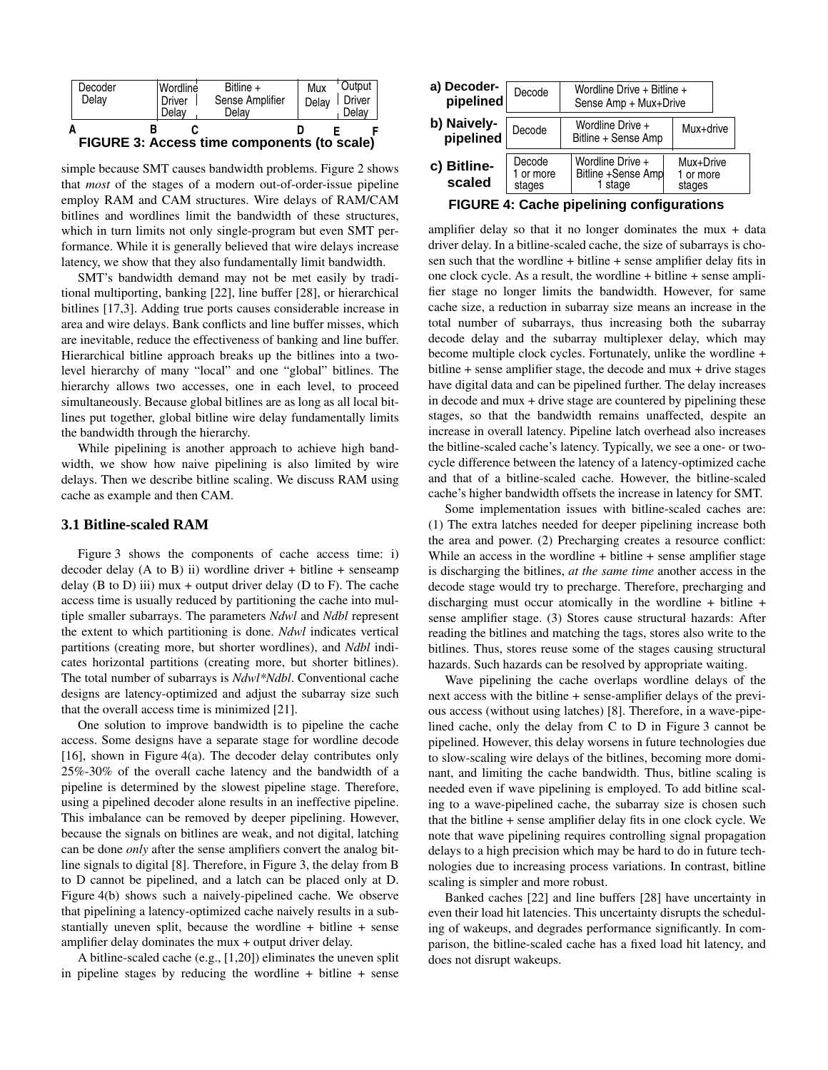| Decoder Delay | Wordline Driver Delay | Bitline + Sense Amplifier Delay | Mux Delay | Output Driver Delay |
|---|---|---|---|---|

A B C D E F

**FIGURE 3: Access time components (to scale)**

simple because SMT causes bandwidth problems. Figure 2 shows that *most* of the stages of a modern out-of-order-issue pipeline employ RAM and CAM structures. Wire delays of RAM/CAM bitlines and wordlines limit the bandwidth of these structures, which in turn limits not only single-program but even SMT performance. While it is generally believed that wire delays increase latency, we show that they also fundamentally limit bandwidth.

SMT's bandwidth demand may not be met easily by traditional multiporting, banking [22], line buffer [28], or hierarchical bitlines [17,3]. Adding true ports causes considerable increase in area and wire delays. Bank conflicts and line buffer misses, which are inevitable, reduce the effectiveness of banking and line buffer. Hierarchical bitline approach breaks up the bitlines into a two-level hierarchy of many "local" and one "global" bitlines. The hierarchy allows two accesses, one in each level, to proceed simultaneously. Because global bitlines are as long as all local bitlines put together, global bitline wire delay fundamentally limits the bandwidth through the hierarchy.

While pipelining is another approach to achieve high bandwidth, we show how naive pipelining is also limited by wire delays. Then we describe bitline scaling. We discuss RAM using cache as example and then CAM.

### 3.1 Bitline-scaled RAM

Figure 3 shows the components of cache access time: i) decoder delay (A to B) ii) wordline driver + bitline + senseamp delay (B to D) iii) mux + output driver delay (D to F). The cache access time is usually reduced by partitioning the cache into multiple smaller subarrays. The parameters *Ndwl* and *Ndbl* represent the extent to which partitioning is done. *Ndwl* indicates vertical partitions (creating more, but shorter wordlines), and *Ndbl* indicates horizontal partitions (creating more, but shorter bitlines). The total number of subarrays is *Ndwl\*Ndbl*. Conventional cache designs are latency-optimized and adjust the subarray size such that the overall access time is minimized [21].

One solution to improve bandwidth is to pipeline the cache access. Some designs have a separate stage for wordline decode [16], shown in Figure 4(a). The decoder delay contributes only 25%-30% of the overall cache latency and the bandwidth of a pipeline is determined by the slowest pipeline stage. Therefore, using a pipelined decoder alone results in an ineffective pipeline. This imbalance can be removed by deeper pipelining. However, because the signals on bitlines are weak, and not digital, latching can be done *only* after the sense amplifiers convert the analog bitline signals to digital [8]. Therefore, in Figure 3, the delay from B to D cannot be pipelined, and a latch can be placed only at D. Figure 4(b) shows such a naively-pipelined cache. We observe that pipelining a latency-optimized cache naively results in a substantially uneven split, because the wordline + bitline + sense amplifier delay dominates the mux + output driver delay.

A bitline-scaled cache (e.g., [1,20]) eliminates the uneven split in pipeline stages by reducing the wordline + bitline + sense

| Configuration | Stage 1 | Stage 2 | Stage 3 |
|---|---|---|---|
| **a) Decoder-pipelined** | Decode | Wordline Drive + Bitline + Sense Amp + Mux+Drive | |
| **b) Naively-pipelined** | Decode | Wordline Drive + Bitline + Sense Amp | Mux+drive |
| **c) Bitline-scaled** | Decode 1 or more stages | Wordline Drive + Bitline +Sense Amp 1 stage | Mux+Drive 1 or more stages |

**FIGURE 4: Cache pipelining configurations**

amplifier delay so that it no longer dominates the mux + data driver delay. In a bitline-scaled cache, the size of subarrays is chosen such that the wordline + bitline + sense amplifier delay fits in one clock cycle. As a result, the wordline + bitline + sense amplifier stage no longer limits the bandwidth. However, for same cache size, a reduction in subarray size means an increase in the total number of subarrays, thus increasing both the subarray decode delay and the subarray multiplexer delay, which may become multiple clock cycles. Fortunately, unlike the wordline + bitline + sense amplifier stage, the decode and mux + drive stages have digital data and can be pipelined further. The delay increases in decode and mux + drive stage are countered by pipelining these stages, so that the bandwidth remains unaffected, despite an increase in overall latency. Pipeline latch overhead also increases the bitline-scaled cache's latency. Typically, we see a one- or two-cycle difference between the latency of a latency-optimized cache and that of a bitline-scaled cache. However, the bitline-scaled cache's higher bandwidth offsets the increase in latency for SMT.

Some implementation issues with bitline-scaled caches are: (1) The extra latches needed for deeper pipelining increase both the area and power. (2) Precharging creates a resource conflict: While an access in the wordline + bitline + sense amplifier stage is discharging the bitlines, *at the same time* another access in the decode stage would try to precharge. Therefore, precharging and discharging must occur atomically in the wordline + bitline + sense amplifier stage. (3) Stores cause structural hazards: After reading the bitlines and matching the tags, stores also write to the bitlines. Thus, stores reuse some of the stages causing structural hazards. Such hazards can be resolved by appropriate waiting.

Wave pipelining the cache overlaps wordline delays of the next access with the bitline + sense-amplifier delays of the previous access (without using latches) [8]. Therefore, in a wave-pipelined cache, only the delay from C to D in Figure 3 cannot be pipelined. However, this delay worsens in future technologies due to slow-scaling wire delays of the bitlines, becoming more dominant, and limiting the cache bandwidth. Thus, bitline scaling is needed even if wave pipelining is employed. To add bitline scaling to a wave-pipelined cache, the subarray size is chosen such that the bitline + sense amplifier delay fits in one clock cycle. We note that wave pipelining requires controlling signal propagation delays to a high precision which may be hard to do in future technologies due to increasing process variations. In contrast, bitline scaling is simpler and more robust.

Banked caches [22] and line buffers [28] have uncertainty in even their load hit latencies. This uncertainty disrupts the scheduling of wakeups, and degrades performance significantly. In comparison, the bitline-scaled cache has a fixed load hit latency, and does not disrupt wakeups.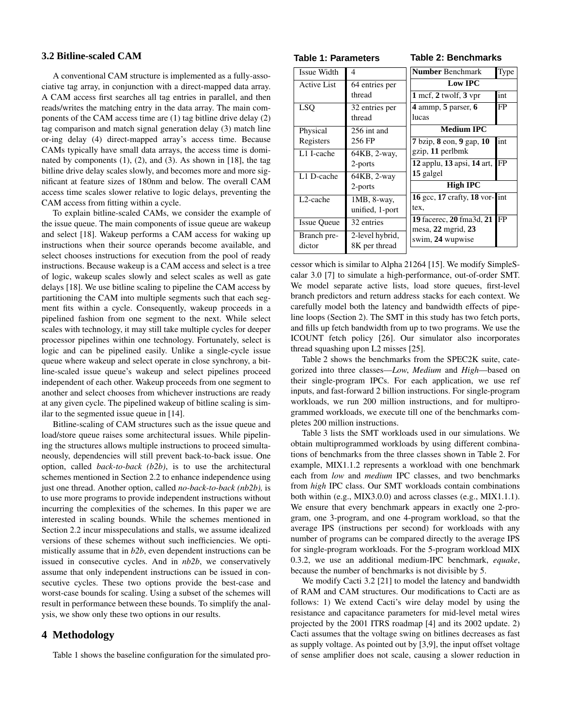### 3.2 Bitline-scaled CAM

A conventional CAM structure is implemented as a fully-associative tag array, in conjunction with a direct-mapped data array. A CAM access first searches all tag entries in parallel, and then reads/writes the matching entry in the data array. The main components of the CAM access time are (1) tag bitline drive delay (2) tag comparison and match signal generation delay (3) match line or-ing delay (4) direct-mapped array's access time. Because CAMs typically have small data arrays, the access time is dominated by components (1), (2), and (3). As shown in [18], the tag bitline drive delay scales slowly, and becomes more and more significant at feature sizes of 180nm and below. The overall CAM access time scales slower relative to logic delays, preventing the CAM access from fitting within a cycle.

To explain bitline-scaled CAMs, we consider the example of the issue queue. The main components of issue queue are wakeup and select [18]. Wakeup performs a CAM access for waking up instructions when their source operands become available, and select chooses instructions for execution from the pool of ready instructions. Because wakeup is a CAM access and select is a tree of logic, wakeup scales slowly and select scales as well as gate delays [18]. We use bitline scaling to pipeline the CAM access by partitioning the CAM into multiple segments such that each segment fits within a cycle. Consequently, wakeup proceeds in a pipelined fashion from one segment to the next. While select scales with technology, it may still take multiple cycles for deeper processor pipelines within one technology. Fortunately, select is logic and can be pipelined easily. Unlike a single-cycle issue queue where wakeup and select operate in close synchrony, a bitline-scaled issue queue's wakeup and select pipelines proceed independent of each other. Wakeup proceeds from one segment to another and select chooses from whichever instructions are ready at any given cycle. The pipelined wakeup of bitline scaling is similar to the segmented issue queue in [14].

Bitline-scaling of CAM structures such as the issue queue and load/store queue raises some architectural issues. While pipelining the structures allows multiple instructions to proceed simultaneously, dependencies will still prevent back-to-back issue. One option, called *back-to-back (b2b)*, is to use the architectural schemes mentioned in Section 2.2 to enhance independence using just one thread. Another option, called *no-back-to-back (nb2b),* is to use more programs to provide independent instructions without incurring the complexities of the schemes. In this paper we are interested in scaling bounds. While the schemes mentioned in Section 2.2 incur misspeculations and stalls, we assume idealized versions of these schemes without such inefficiencies. We optimistically assume that in *b2b*, even dependent instructions can be issued in consecutive cycles. And in *nb2b*, we conservatively assume that only independent instructions can be issued in consecutive cycles. These two options provide the best-case and worst-case bounds for scaling. Using a subset of the schemes will result in performance between these bounds. To simplify the analysis, we show only these two options in our results.

## 4 Methodology

Table 1 shows the baseline configuration for the simulated processor which is similar to Alpha 21264 [15]. We modify SimpleScalar 3.0 [7] to simulate a high-performance, out-of-order SMT. We model separate active lists, load store queues, first-level branch predictors and return address stacks for each context. We carefully model both the latency and bandwidth effects of pipeline loops (Section 2). The SMT in this study has two fetch ports, and fills up fetch bandwidth from up to two programs. We use the ICOUNT fetch policy [26]. Our simulator also incorporates thread squashing upon L2 misses [25].

**Table 1: Parameters**

| | |
|---|---|
| Issue Width | 4 |
| Active List | 64 entries per thread |
| LSQ | 32 entries per thread |
| Physical Registers | 256 int and 256 FP |
| L1 I-cache | 64KB, 2-way, 2-ports |
| L1 D-cache | 64KB, 2-way 2-ports |
| L2-cache | 1MB, 8-way, unified, 1-port |
| Issue Queue | 32 entries |
| Branch predictor | 2-level hybrid, 8K per thread |

**Table 2: Benchmarks**

| **Number** Benchmark | Type |
|---|---|
| **Low IPC** | |
| **1** mcf, **2** twolf, **3** vpr | int |
| **4** ammp, **5** parser, **6** lucas | FP |
| **Medium IPC** | |
| **7** bzip, **8** eon, **9** gap, **10** gzip, **11** perlbmk | int |
| **12** applu, **13** apsi, **14** art, **15** galgel | FP |
| **High IPC** | |
| **16** gcc, **17** crafty, **18** vortex, | int |
| **19** facerec, **20** fma3d, **21** mesa, **22** mgrid, **23** swim, **24** wupwise | FP |

Table 2 shows the benchmarks from the SPEC2K suite, categorized into three classes—*Low*, *Medium* and *High*—based on their single-program IPCs. For each application, we use ref inputs, and fast-forward 2 billion instructions. For single-program workloads, we run 200 million instructions, and for multiprogrammed workloads, we execute till one of the benchmarks completes 200 million instructions.

Table 3 lists the SMT workloads used in our simulations. We obtain multiprogrammed workloads by using different combinations of benchmarks from the three classes shown in Table 2. For example, MIX1.1.2 represents a workload with one benchmark each from *low* and *medium* IPC classes, and two benchmarks from *high* IPC class. Our SMT workloads contain combinations both within (e.g., MIX3.0.0) and across classes (e.g., MIX1.1.1). We ensure that every benchmark appears in exactly one 2-program, one 3-program, and one 4-program workload, so that the average IPS (instructions per second) for workloads with any number of programs can be compared directly to the average IPS for single-program workloads. For the 5-program workload MIX 0.3.2, we use an additional medium-IPC benchmark, *equake*, because the number of benchmarks is not divisible by 5.

We modify Cacti 3.2 [21] to model the latency and bandwidth of RAM and CAM structures. Our modifications to Cacti are as follows: 1) We extend Cacti's wire delay model by using the resistance and capacitance parameters for mid-level metal wires projected by the 2001 ITRS roadmap [4] and its 2002 update. 2) Cacti assumes that the voltage swing on bitlines decreases as fast as supply voltage. As pointed out by [3,9], the input offset voltage of sense amplifier does not scale, causing a slower reduction in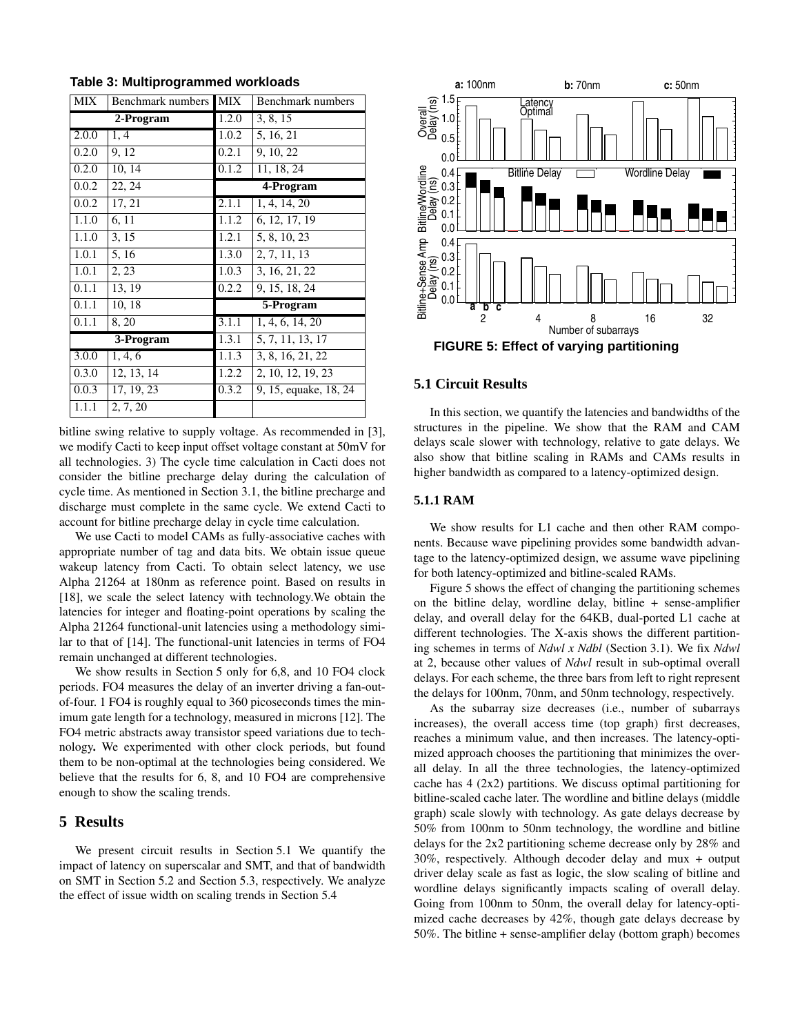**Table 3: Multiprogrammed workloads**

| MIX | Benchmark numbers | MIX | Benchmark numbers |
|---|---|---|---|
| 2-Program | | 1.2.0 | 3, 8, 15 |
| 2.0.0 | 1, 4 | 1.0.2 | 5, 16, 21 |
| 0.2.0 | 9, 12 | 0.2.1 | 9, 10, 22 |
| 0.2.0 | 10, 14 | 0.1.2 | 11, 18, 24 |
| 0.0.2 | 22, 24 | 4-Program | |
| 0.0.2 | 17, 21 | 2.1.1 | 1, 4, 14, 20 |
| 1.1.0 | 6, 11 | 1.1.2 | 6, 12, 17, 19 |
| 1.1.0 | 3, 15 | 1.2.1 | 5, 8, 10, 23 |
| 1.0.1 | 5, 16 | 1.3.0 | 2, 7, 11, 13 |
| 1.0.1 | 2, 23 | 1.0.3 | 3, 16, 21, 22 |
| 0.1.1 | 13, 19 | 0.2.2 | 9, 15, 18, 24 |
| 0.1.1 | 10, 18 | 5-Program | |
| 0.1.1 | 8, 20 | 3.1.1 | 1, 4, 6, 14, 20 |
| 3-Program | | 1.3.1 | 5, 7, 11, 13, 17 |
| 3.0.0 | 1, 4, 6 | 1.1.3 | 3, 8, 16, 21, 22 |
| 0.3.0 | 12, 13, 14 | 1.2.2 | 2, 10, 12, 19, 23 |
| 0.0.3 | 17, 19, 23 | 0.3.2 | 9, 15, equake, 18, 24 |
| 1.1.1 | 2, 7, 20 | | |

bitline swing relative to supply voltage. As recommended in [3], we modify Cacti to keep input offset voltage constant at 50mV for all technologies. 3) The cycle time calculation in Cacti does not consider the bitline precharge delay during the calculation of cycle time. As mentioned in Section 3.1, the bitline precharge and discharge must complete in the same cycle. We extend Cacti to account for bitline precharge delay in cycle time calculation.

We use Cacti to model CAMs as fully-associative caches with appropriate number of tag and data bits. We obtain issue queue wakeup latency from Cacti. To obtain select latency, we use Alpha 21264 at 180nm as reference point. Based on results in [18], we scale the select latency with technology.We obtain the latencies for integer and floating-point operations by scaling the Alpha 21264 functional-unit latencies using a methodology similar to that of [14]. The functional-unit latencies in terms of FO4 remain unchanged at different technologies.

We show results in Section 5 only for 6,8, and 10 FO4 clock periods. FO4 measures the delay of an inverter driving a fan-out-of-four. 1 FO4 is roughly equal to 360 picoseconds times the minimum gate length for a technology, measured in microns [12]. The FO4 metric abstracts away transistor speed variations due to technology**.** We experimented with other clock periods, but found them to be non-optimal at the technologies being considered. We believe that the results for 6, 8, and 10 FO4 are comprehensive enough to show the scaling trends.

# 5 Results

We present circuit results in Section 5.1 We quantify the impact of latency on superscalar and SMT, and that of bandwidth on SMT in Section 5.2 and Section 5.3, respectively. We analyze the effect of issue width on scaling trends in Section 5.4

**FIGURE 5: Effect of varying partitioning**

## 5.1 Circuit Results

In this section, we quantify the latencies and bandwidths of the structures in the pipeline. We show that the RAM and CAM delays scale slower with technology, relative to gate delays. We also show that bitline scaling in RAMs and CAMs results in higher bandwidth as compared to a latency-optimized design.

### 5.1.1 RAM

We show results for L1 cache and then other RAM components. Because wave pipelining provides some bandwidth advantage to the latency-optimized design, we assume wave pipelining for both latency-optimized and bitline-scaled RAMs.

Figure 5 shows the effect of changing the partitioning schemes on the bitline delay, wordline delay, bitline + sense-amplifier delay, and overall delay for the 64KB, dual-ported L1 cache at different technologies. The X-axis shows the different partitioning schemes in terms of *Ndwl x Ndbl* (Section 3.1). We fix *Ndwl* at 2, because other values of *Ndwl* result in sub-optimal overall delays. For each scheme, the three bars from left to right represent the delays for 100nm, 70nm, and 50nm technology, respectively.

As the subarray size decreases (i.e., number of subarrays increases), the overall access time (top graph) first decreases, reaches a minimum value, and then increases. The latency-optimized approach chooses the partitioning that minimizes the overall delay. In all the three technologies, the latency-optimized cache has 4 (2x2) partitions. We discuss optimal partitioning for bitline-scaled cache later. The wordline and bitline delays (middle graph) scale slowly with technology. As gate delays decrease by 50% from 100nm to 50nm technology, the wordline and bitline delays for the 2x2 partitioning scheme decrease only by 28% and 30%, respectively. Although decoder delay and mux + output driver delay scale as fast as logic, the slow scaling of bitline and wordline delays significantly impacts scaling of overall delay. Going from 100nm to 50nm, the overall delay for latency-optimized cache decreases by 42%, though gate delays decrease by 50%. The bitline + sense-amplifier delay (bottom graph) becomes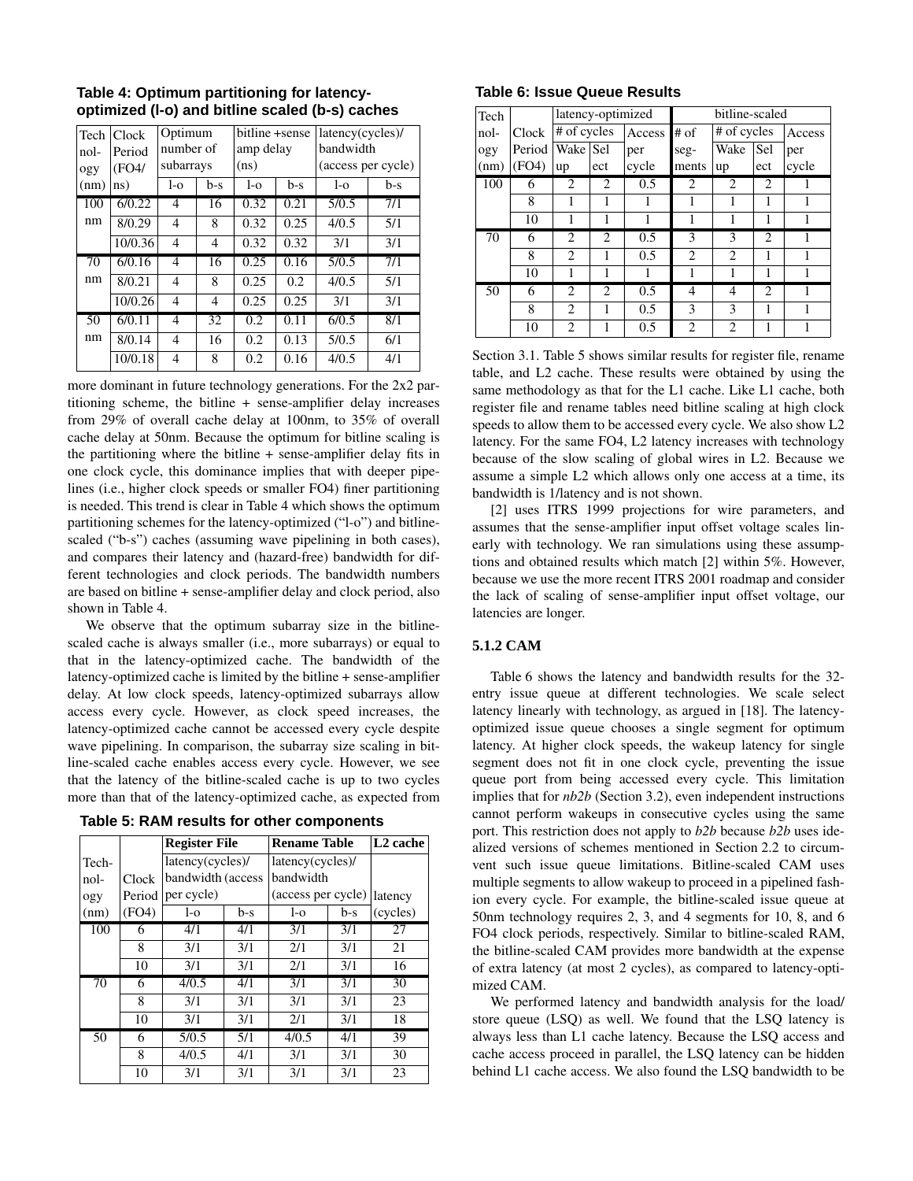**Table 4: Optimum partitioning for latency-optimized (l-o) and bitline scaled (b-s) caches**

| Tech-nology (nm) | Clock Period (FO4/ns) | Optimum number of subarrays | | bitline +sense amp delay (ns) | | latency(cycles)/ bandwidth (access per cycle) | |
|---|---|---|---|---|---|---|---|
| | | l-o | b-s | l-o | b-s | l-o | b-s |
| 100 nm | 6/0.22 | 4 | 16 | 0.32 | 0.21 | 5/0.5 | 7/1 |
| | 8/0.29 | 4 | 8 | 0.32 | 0.25 | 4/0.5 | 5/1 |
| | 10/0.36 | 4 | 4 | 0.32 | 0.32 | 3/1 | 3/1 |
| 70 nm | 6/0.16 | 4 | 16 | 0.25 | 0.16 | 5/0.5 | 7/1 |
| | 8/0.21 | 4 | 8 | 0.25 | 0.2 | 4/0.5 | 5/1 |
| | 10/0.26 | 4 | 4 | 0.25 | 0.25 | 3/1 | 3/1 |
| 50 nm | 6/0.11 | 4 | 32 | 0.2 | 0.11 | 6/0.5 | 8/1 |
| | 8/0.14 | 4 | 16 | 0.2 | 0.13 | 5/0.5 | 6/1 |
| | 10/0.18 | 4 | 8 | 0.2 | 0.16 | 4/0.5 | 4/1 |

more dominant in future technology generations. For the 2x2 partitioning scheme, the bitline + sense-amplifier delay increases from 29% of overall cache delay at 100nm, to 35% of overall cache delay at 50nm. Because the optimum for bitline scaling is the partitioning where the bitline + sense-amplifier delay fits in one clock cycle, this dominance implies that with deeper pipelines (i.e., higher clock speeds or smaller FO4) finer partitioning is needed. This trend is clear in Table 4 which shows the optimum partitioning schemes for the latency-optimized ("l-o") and bitline-scaled ("b-s") caches (assuming wave pipelining in both cases), and compares their latency and (hazard-free) bandwidth for different technologies and clock periods. The bandwidth numbers are based on bitline + sense-amplifier delay and clock period, also shown in Table 4.

We observe that the optimum subarray size in the bitline-scaled cache is always smaller (i.e., more subarrays) or equal to that in the latency-optimized cache. The bandwidth of the latency-optimized cache is limited by the bitline + sense-amplifier delay. At low clock speeds, latency-optimized subarrays allow access every cycle. However, as clock speed increases, the latency-optimized cache cannot be accessed every cycle despite wave pipelining. In comparison, the subarray size scaling in bitline-scaled cache enables access every cycle. However, we see that the latency of the bitline-scaled cache is up to two cycles more than that of the latency-optimized cache, as expected from Section 3.1. Table 5 shows similar results for register file, rename table, and L2 cache. These results were obtained by using the same methodology as that for the L1 cache. Like L1 cache, both register file and rename tables need bitline scaling at high clock speeds to allow them to be accessed every cycle. We also show L2 latency. For the same FO4, L2 latency increases with technology because of the slow scaling of global wires in L2. Because we assume a simple L2 which allows only one access at a time, its bandwidth is 1/latency and is not shown.

**Table 5: RAM results for other components**

| Tech-nology (nm) | Clock Period (FO4) | Register File latency(cycles)/ bandwidth (access per cycle) | | Rename Table latency(cycles)/ bandwidth (access per cycle) | | L2 cache latency (cycles) |
|---|---|---|---|---|---|---|
| | | l-o | b-s | l-o | b-s | |
| 100 | 6 | 4/1 | 4/1 | 3/1 | 3/1 | 27 |
| | 8 | 3/1 | 3/1 | 2/1 | 3/1 | 21 |
| | 10 | 3/1 | 3/1 | 2/1 | 3/1 | 16 |
| 70 | 6 | 4/0.5 | 4/1 | 3/1 | 3/1 | 30 |
| | 8 | 3/1 | 3/1 | 3/1 | 3/1 | 23 |
| | 10 | 3/1 | 3/1 | 2/1 | 3/1 | 18 |
| 50 | 6 | 5/0.5 | 5/1 | 4/0.5 | 4/1 | 39 |
| | 8 | 4/0.5 | 4/1 | 3/1 | 3/1 | 30 |
| | 10 | 3/1 | 3/1 | 3/1 | 3/1 | 23 |

[2] uses ITRS 1999 projections for wire parameters, and assumes that the sense-amplifier input offset voltage scales linearly with technology. We ran simulations using these assumptions and obtained results which match [2] within 5%. However, because we use the more recent ITRS 2001 roadmap and consider the lack of scaling of sense-amplifier input offset voltage, our latencies are longer.

**Table 6: Issue Queue Results**

| Tech-nology (nm) | Clock Period (FO4) | latency-optimized: # of cycles Wake up | latency-optimized: # of cycles Select | latency-optimized: Access per cycle | bitline-scaled: # of segments | bitline-scaled: # of cycles Wake up | bitline-scaled: # of cycles Select | bitline-scaled: Access per cycle |
|---|---|---|---|---|---|---|---|---|
| 100 | 6 | 2 | 2 | 0.5 | 2 | 2 | 2 | 1 |
| | 8 | 1 | 1 | 1 | 1 | 1 | 1 | 1 |
| | 10 | 1 | 1 | 1 | 1 | 1 | 1 | 1 |
| 70 | 6 | 2 | 2 | 0.5 | 3 | 3 | 2 | 1 |
| | 8 | 2 | 1 | 0.5 | 2 | 2 | 1 | 1 |
| | 10 | 1 | 1 | 1 | 1 | 1 | 1 | 1 |
| 50 | 6 | 2 | 2 | 0.5 | 4 | 4 | 2 | 1 |
| | 8 | 2 | 1 | 0.5 | 3 | 3 | 1 | 1 |
| | 10 | 2 | 1 | 0.5 | 2 | 2 | 1 | 1 |

#### 5.1.2 CAM

Table 6 shows the latency and bandwidth results for the 32-entry issue queue at different technologies. We scale select latency linearly with technology, as argued in [18]. The latency-optimized issue queue chooses a single segment for optimum latency. At higher clock speeds, the wakeup latency for single segment does not fit in one clock cycle, preventing the issue queue port from being accessed every cycle. This limitation implies that for *nb2b* (Section 3.2), even independent instructions cannot perform wakeups in consecutive cycles using the same port. This restriction does not apply to *b2b* because *b2b* uses idealized versions of schemes mentioned in Section 2.2 to circumvent such issue queue limitations. Bitline-scaled CAM uses multiple segments to allow wakeup to proceed in a pipelined fashion every cycle. For example, the bitline-scaled issue queue at 50nm technology requires 2, 3, and 4 segments for 10, 8, and 6 FO4 clock periods, respectively. Similar to bitline-scaled RAM, the bitline-scaled CAM provides more bandwidth at the expense of extra latency (at most 2 cycles), as compared to latency-optimized CAM.

We performed latency and bandwidth analysis for the load/store queue (LSQ) as well. We found that the LSQ latency is always less than L1 cache latency. Because the LSQ access and cache access proceed in parallel, the LSQ latency can be hidden behind L1 cache access. We also found the LSQ bandwidth to be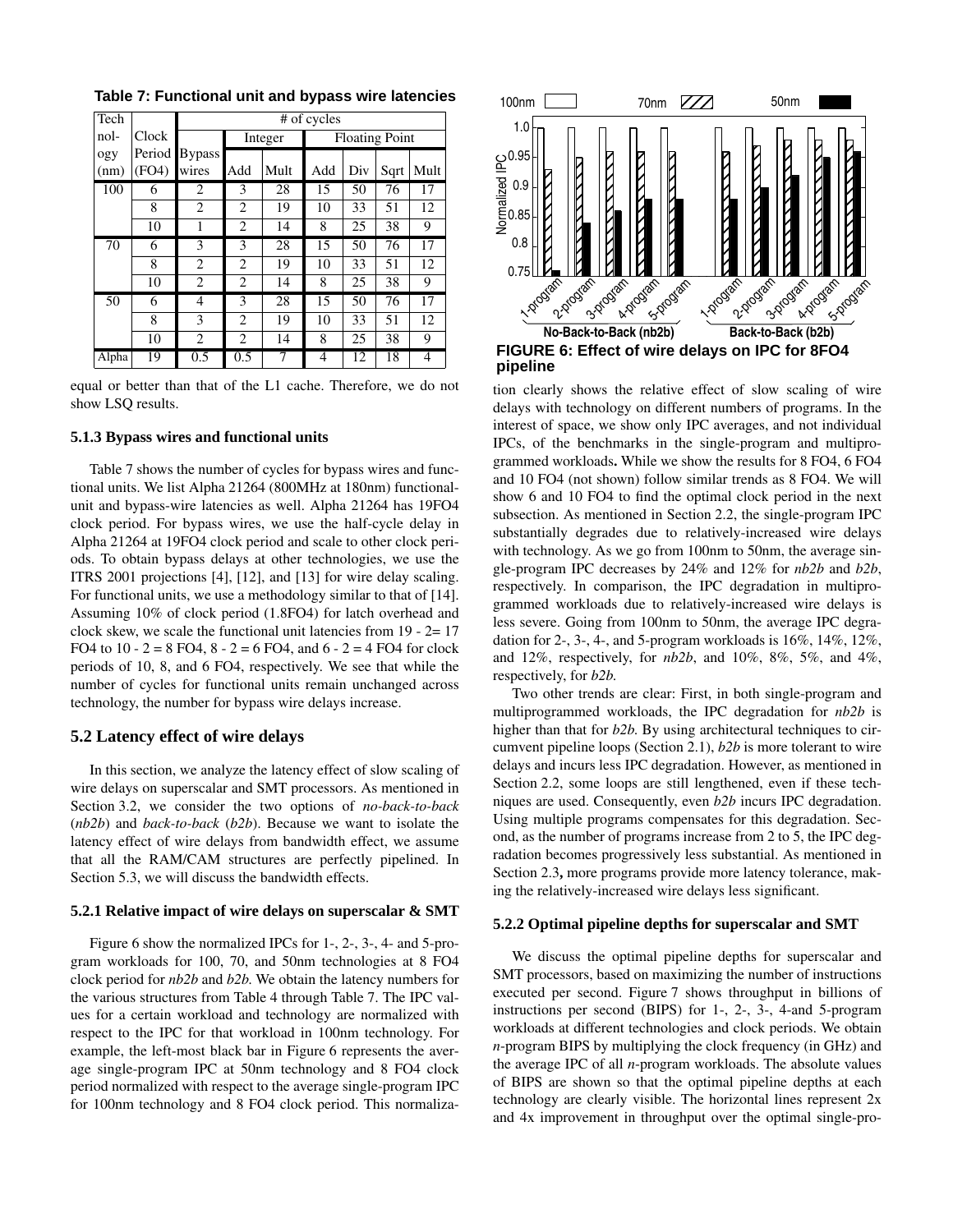**Table 7: Functional unit and bypass wire latencies**

| Tech nol- ogy (nm) | Clock Period (FO4) | # of cycles | | | | | | | |
|---|---|---|---|---|---|---|---|---|---|
| | | Bypass wires | Integer | | Floating Point | | | | |
| | | | Add | Mult | Add | Div | Sqrt | Mult | |
| 100 | 6 | 2 | 3 | 28 | 15 | 50 | 76 | 17 | |
| | 8 | 2 | 2 | 19 | 10 | 33 | 51 | 12 | |
| | 10 | 1 | 2 | 14 | 8 | 25 | 38 | 9 | |
| 70 | 6 | 3 | 3 | 28 | 15 | 50 | 76 | 17 | |
| | 8 | 2 | 2 | 19 | 10 | 33 | 51 | 12 | |
| | 10 | 2 | 2 | 14 | 8 | 25 | 38 | 9 | |
| 50 | 6 | 4 | 3 | 28 | 15 | 50 | 76 | 17 | |
| | 8 | 3 | 2 | 19 | 10 | 33 | 51 | 12 | |
| | 10 | 2 | 2 | 14 | 8 | 25 | 38 | 9 | |
| Alpha | 19 | 0.5 | 0.5 | 7 | 4 | 12 | 18 | 4 | |

equal or better than that of the L1 cache. Therefore, we do not show LSQ results.

### 5.1.3 Bypass wires and functional units

Table 7 shows the number of cycles for bypass wires and functional units. We list Alpha 21264 (800MHz at 180nm) functional-unit and bypass-wire latencies as well. Alpha 21264 has 19FO4 clock period. For bypass wires, we use the half-cycle delay in Alpha 21264 at 19FO4 clock period and scale to other clock periods. To obtain bypass delays at other technologies, we use the ITRS 2001 projections [4], [12], and [13] for wire delay scaling. For functional units, we use a methodology similar to that of [14]. Assuming 10% of clock period (1.8FO4) for latch overhead and clock skew, we scale the functional unit latencies from 19 - 2= 17 FO4 to 10 - 2 = 8 FO4, 8 - 2 = 6 FO4, and 6 - 2 = 4 FO4 for clock periods of 10, 8, and 6 FO4, respectively. We see that while the number of cycles for functional units remain unchanged across technology, the number for bypass wire delays increase.

## 5.2 Latency effect of wire delays

In this section, we analyze the latency effect of slow scaling of wire delays on superscalar and SMT processors. As mentioned in Section 3.2, we consider the two options of *no-back-to-back* (*nb2b*) and *back-to-back* (*b2b*). Because we want to isolate the latency effect of wire delays from bandwidth effect, we assume that all the RAM/CAM structures are perfectly pipelined. In Section 5.3, we will discuss the bandwidth effects.

### 5.2.1 Relative impact of wire delays on superscalar & SMT

Figure 6 show the normalized IPCs for 1-, 2-, 3-, 4- and 5-program workloads for 100, 70, and 50nm technologies at 8 FO4 clock period for *nb2b* and *b2b*. We obtain the latency numbers for the various structures from Table 4 through Table 7. The IPC values for a certain workload and technology are normalized with respect to the IPC for that workload in 100nm technology. For example, the left-most black bar in Figure 6 represents the average single-program IPC at 50nm technology and 8 FO4 clock period normalized with respect to the average single-program IPC for 100nm technology and 8 FO4 clock period. This normalization clearly shows the relative effect of slow scaling of wire delays with technology on different numbers of programs. In the interest of space, we show only IPC averages, and not individual IPCs, of the benchmarks in the single-program and multiprogrammed workloads**.** While we show the results for 8 FO4, 6 FO4 and 10 FO4 (not shown) follow similar trends as 8 FO4. We will show 6 and 10 FO4 to find the optimal clock period in the next subsection. As mentioned in Section 2.2, the single-program IPC substantially degrades due to relatively-increased wire delays with technology. As we go from 100nm to 50nm, the average single-program IPC decreases by 24% and 12% for *nb2b* and *b2b*, respectively. In comparison, the IPC degradation in multiprogrammed workloads due to relatively-increased wire delays is less severe. Going from 100nm to 50nm, the average IPC degradation for 2-, 3-, 4-, and 5-program workloads is 16%, 14%, 12%, and 12%, respectively, for *nb2b*, and 10%, 8%, 5%, and 4%, respectively, for *b2b.*

**FIGURE 6: Effect of wire delays on IPC for 8FO4 pipeline**

Two other trends are clear: First, in both single-program and multiprogrammed workloads, the IPC degradation for *nb2b* is higher than that for *b2b.* By using architectural techniques to circumvent pipeline loops (Section 2.1), *b2b* is more tolerant to wire delays and incurs less IPC degradation. However, as mentioned in Section 2.2, some loops are still lengthened, even if these techniques are used. Consequently, even *b2b* incurs IPC degradation. Using multiple programs compensates for this degradation. Second, as the number of programs increase from 2 to 5, the IPC degradation becomes progressively less substantial. As mentioned in Section 2.3**,** more programs provide more latency tolerance, making the relatively-increased wire delays less significant.

### 5.2.2 Optimal pipeline depths for superscalar and SMT

We discuss the optimal pipeline depths for superscalar and SMT processors, based on maximizing the number of instructions executed per second. Figure 7 shows throughput in billions of instructions per second (BIPS) for 1-, 2-, 3-, 4-and 5-program workloads at different technologies and clock periods. We obtain *n*-program BIPS by multiplying the clock frequency (in GHz) and the average IPC of all *n*-program workloads. The absolute values of BIPS are shown so that the optimal pipeline depths at each technology are clearly visible. The horizontal lines represent 2x and 4x improvement in throughput over the optimal single-pro-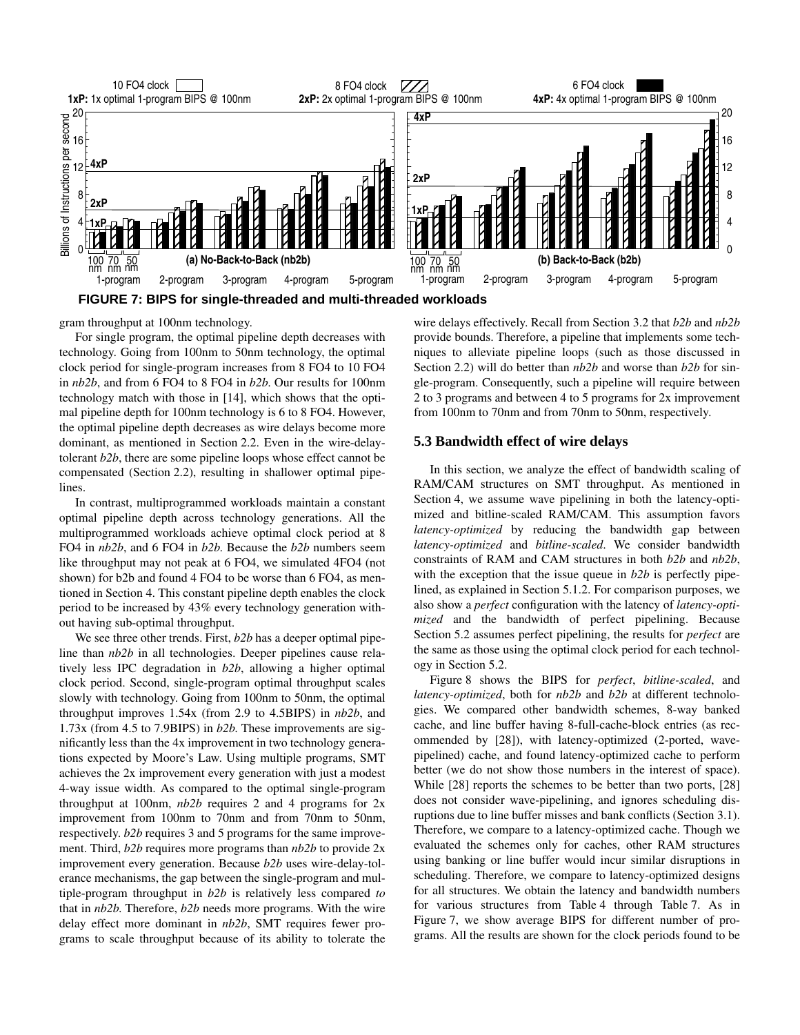FIGURE 7: BIPS for single-threaded and multi-threaded workloads

gram throughput at 100nm technology.

For single program, the optimal pipeline depth decreases with technology. Going from 100nm to 50nm technology, the optimal clock period for single-program increases from 8 FO4 to 10 FO4 in *nb2b*, and from 6 FO4 to 8 FO4 in *b2b*. Our results for 100nm technology match with those in [14], which shows that the optimal pipeline depth for 100nm technology is 6 to 8 FO4. However, the optimal pipeline depth decreases as wire delays become more dominant, as mentioned in Section 2.2. Even in the wire-delay-tolerant *b2b*, there are some pipeline loops whose effect cannot be compensated (Section 2.2), resulting in shallower optimal pipelines.

In contrast, multiprogrammed workloads maintain a constant optimal pipeline depth across technology generations. All the multiprogrammed workloads achieve optimal clock period at 8 FO4 in *nb2b*, and 6 FO4 in *b2b.* Because the *b2b* numbers seem like throughput may not peak at 6 FO4, we simulated 4FO4 (not shown) for b2b and found 4 FO4 to be worse than 6 FO4, as mentioned in Section 4. This constant pipeline depth enables the clock period to be increased by 43% every technology generation without having sub-optimal throughput.

We see three other trends. First, *b2b* has a deeper optimal pipeline than *nb2b* in all technologies. Deeper pipelines cause relatively less IPC degradation in *b2b*, allowing a higher optimal clock period. Second, single-program optimal throughput scales slowly with technology. Going from 100nm to 50nm, the optimal throughput improves 1.54x (from 2.9 to 4.5BIPS) in *nb2b*, and 1.73x (from 4.5 to 7.9BIPS) in *b2b.* These improvements are significantly less than the 4x improvement in two technology generations expected by Moore's Law. Using multiple programs, SMT achieves the 2x improvement every generation with just a modest 4-way issue width. As compared to the optimal single-program throughput at 100nm, *nb2b* requires 2 and 4 programs for 2x improvement from 100nm to 70nm and from 70nm to 50nm, respectively. *b2b* requires 3 and 5 programs for the same improvement. Third, *b2b* requires more programs than *nb2b* to provide 2x improvement every generation. Because *b2b* uses wire-delay-tolerance mechanisms, the gap between the single-program and multiple-program throughput in *b2b* is relatively less compared *to* that in *nb2b.* Therefore, *b2b* needs more programs. With the wire delay effect more dominant in *nb2b*, SMT requires fewer programs to scale throughput because of its ability to tolerate the wire delays effectively. Recall from Section 3.2 that *b2b* and *nb2b* provide bounds. Therefore, a pipeline that implements some techniques to alleviate pipeline loops (such as those discussed in Section 2.2) will do better than *nb2b* and worse than *b2b* for single-program. Consequently, such a pipeline will require between 2 to 3 programs and between 4 to 5 programs for 2x improvement from 100nm to 70nm and from 70nm to 50nm, respectively.

## 5.3 Bandwidth effect of wire delays

In this section, we analyze the effect of bandwidth scaling of RAM/CAM structures on SMT throughput. As mentioned in Section 4, we assume wave pipelining in both the latency-optimized and bitline-scaled RAM/CAM. This assumption favors *latency-optimized* by reducing the bandwidth gap between *latency-optimized* and *bitline-scaled*. We consider bandwidth constraints of RAM and CAM structures in both *b2b* and *nb2b*, with the exception that the issue queue in *b2b* is perfectly pipelined, as explained in Section 5.1.2. For comparison purposes, we also show a *perfect* configuration with the latency of *latency-optimized* and the bandwidth of perfect pipelining. Because Section 5.2 assumes perfect pipelining, the results for *perfect* are the same as those using the optimal clock period for each technology in Section 5.2.

Figure 8 shows the BIPS for *perfect*, *bitline-scaled*, and *latency-optimized*, both for *nb2b* and *b2b* at different technologies. We compared other bandwidth schemes, 8-way banked cache, and line buffer having 8-full-cache-block entries (as recommended by [28]), with latency-optimized (2-ported, wave-pipelined) cache, and found latency-optimized cache to perform better (we do not show those numbers in the interest of space). While [28] reports the schemes to be better than two ports, [28] does not consider wave-pipelining, and ignores scheduling disruptions due to line buffer misses and bank conflicts (Section 3.1). Therefore, we compare to a latency-optimized cache. Though we evaluated the schemes only for caches, other RAM structures using banking or line buffer would incur similar disruptions in scheduling. Therefore, we compare to latency-optimized designs for all structures. We obtain the latency and bandwidth numbers for various structures from Table 4 through Table 7. As in Figure 7, we show average BIPS for different number of programs. All the results are shown for the clock periods found to be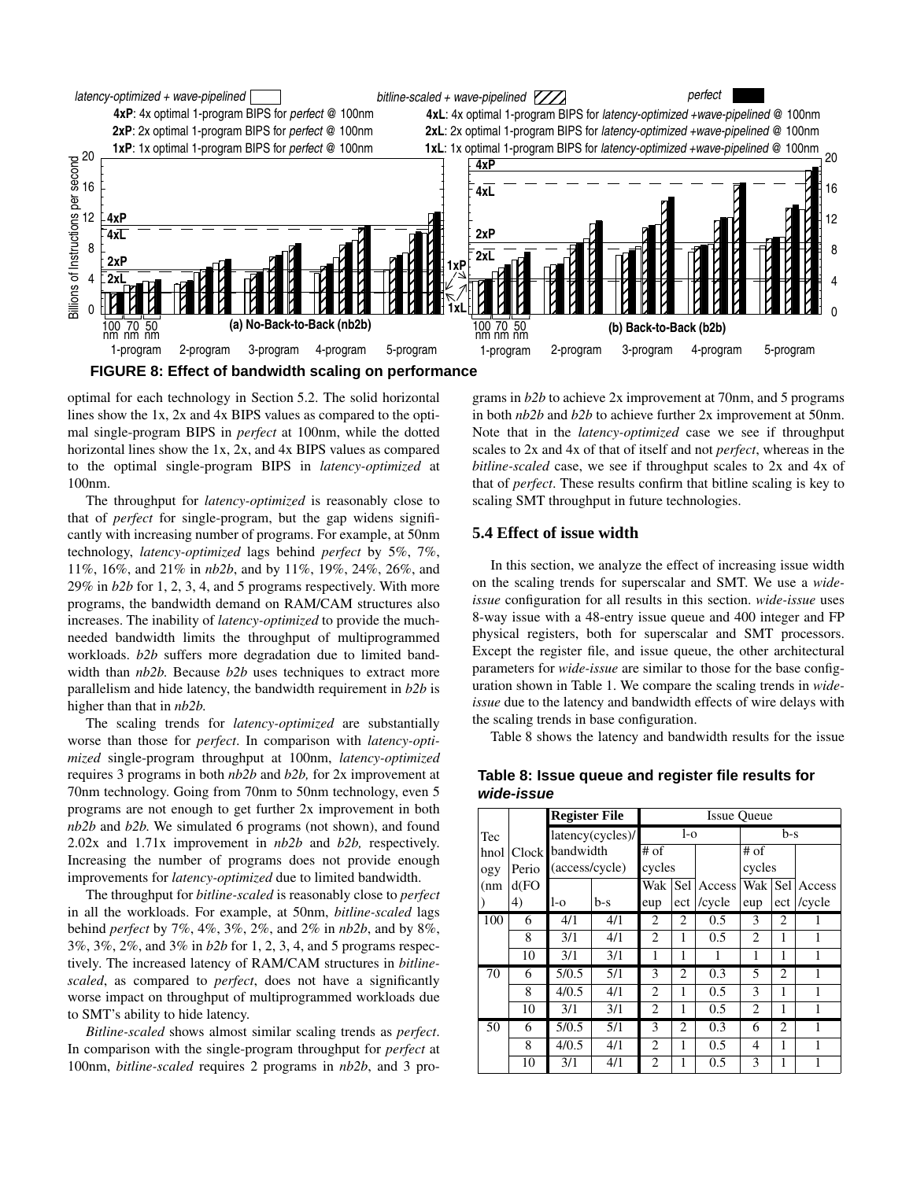**FIGURE 8: Effect of bandwidth scaling on performance**

optimal for each technology in Section 5.2. The solid horizontal lines show the 1x, 2x and 4x BIPS values as compared to the optimal single-program BIPS in *perfect* at 100nm, while the dotted horizontal lines show the 1x, 2x, and 4x BIPS values as compared to the optimal single-program BIPS in *latency-optimized* at 100nm.

The throughput for *latency-optimized* is reasonably close to that of *perfect* for single-program, but the gap widens significantly with increasing number of programs. For example, at 50nm technology, *latency-optimized* lags behind *perfect* by 5%, 7%, 11%, 16%, and 21% in *nb2b*, and by 11%, 19%, 24%, 26%, and 29% in *b2b* for 1, 2, 3, 4, and 5 programs respectively. With more programs, the bandwidth demand on RAM/CAM structures also increases. The inability of *latency-optimized* to provide the much-needed bandwidth limits the throughput of multiprogrammed workloads. *b2b* suffers more degradation due to limited bandwidth than *nb2b*. Because *b2b* uses techniques to extract more parallelism and hide latency, the bandwidth requirement in *b2b* is higher than that in *nb2b*.

The scaling trends for *latency-optimized* are substantially worse than those for *perfect*. In comparison with *latency-optimized* single-program throughput at 100nm, *latency-optimized* requires 3 programs in both *nb2b* and *b2b,* for 2x improvement at 70nm technology. Going from 70nm to 50nm technology, even 5 programs are not enough to get further 2x improvement in both *nb2b* and *b2b.* We simulated 6 programs (not shown), and found 2.02x and 1.71x improvement in *nb2b* and *b2b,* respectively. Increasing the number of programs does not provide enough improvements for *latency-optimized* due to limited bandwidth.

The throughput for *bitline-scaled* is reasonably close to *perfect* in all the workloads. For example, at 50nm, *bitline-scaled* lags behind *perfect* by 7%, 4%, 3%, 2%, and 2% in *nb2b*, and by 8%, 3%, 3%, 2%, and 3% in *b2b* for 1, 2, 3, 4, and 5 programs respectively. The increased latency of RAM/CAM structures in *bitline-scaled*, as compared to *perfect*, does not have a significantly worse impact on throughput of multiprogrammed workloads due to SMT's ability to hide latency.

*Bitline-scaled* shows almost similar scaling trends as *perfect*. In comparison with the single-program throughput for *perfect* at 100nm, *bitline-scaled* requires 2 programs in *nb2b*, and 3 programs in *b2b* to achieve 2x improvement at 70nm, and 5 programs in both *nb2b* and *b2b* to achieve further 2x improvement at 50nm. Note that in the *latency-optimized* case we see if throughput scales to 2x and 4x of that of itself and not *perfect*, whereas in the *bitline-scaled* case, we see if throughput scales to 2x and 4x of that of *perfect*. These results confirm that bitline scaling is key to scaling SMT throughput in future technologies.

## 5.4 Effect of issue width

In this section, we analyze the effect of increasing issue width on the scaling trends for superscalar and SMT. We use a *wide-issue* configuration for all results in this section. *wide-issue* uses 8-way issue with a 48-entry issue queue and 400 integer and FP physical registers, both for superscalar and SMT processors. Except the register file, and issue queue, the other architectural parameters for *wide-issue* are similar to those for the base configuration shown in Table 1. We compare the scaling trends in *wide-issue* due to the latency and bandwidth effects of wire delays with the scaling trends in base configuration.

Table 8 shows the latency and bandwidth results for the issue

**Table 8: Issue queue and register file results for *wide-issue***

| Technology (nm) | Clock Period (FO4) | Register File latency(cycles)/ bandwidth (access/cycle) | | Issue Queue l-o | | | Issue Queue b-s | | |
|---|---|---|---|---|---|---|---|---|---|
| | | l-o | b-s | # of cycles Wakeup | # of cycles Select | Access /cycle | # of cycles Wakeup | # of cycles Select | Access /cycle |
| 100 | 6 | 4/1 | 4/1 | 2 | 2 | 0.5 | 3 | 2 | 1 |
| | 8 | 3/1 | 4/1 | 2 | 1 | 0.5 | 2 | 1 | 1 |
| | 10 | 3/1 | 3/1 | 1 | 1 | 1 | 1 | 1 | 1 |
| 70 | 6 | 5/0.5 | 5/1 | 3 | 2 | 0.3 | 5 | 2 | 1 |
| | 8 | 4/0.5 | 4/1 | 2 | 1 | 0.5 | 3 | 1 | 1 |
| | 10 | 3/1 | 3/1 | 2 | 1 | 0.5 | 2 | 1 | 1 |
| 50 | 6 | 5/0.5 | 5/1 | 3 | 2 | 0.3 | 6 | 2 | 1 |
| | 8 | 4/0.5 | 4/1 | 2 | 1 | 0.5 | 4 | 1 | 1 |
| | 10 | 3/1 | 4/1 | 2 | 1 | 0.5 | 3 | 1 | 1 |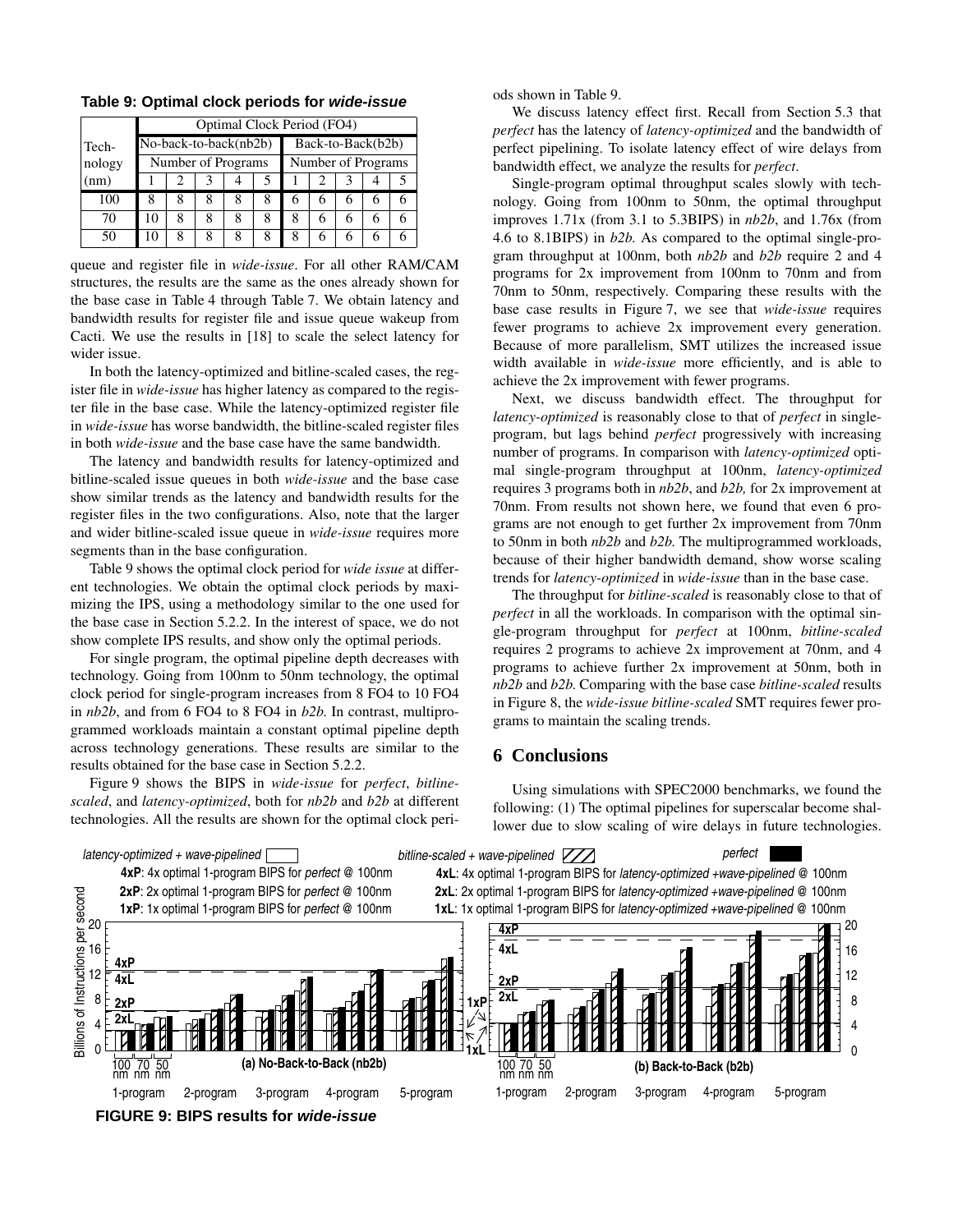**Table 9: Optimal clock periods for *wide-issue***

| Technology (nm) | Optimal Clock Period (FO4) | | | | | | | | | |
|---|---|---|---|---|---|---|---|---|---|---|
| | No-back-to-back(nb2b) | | | | | Back-to-Back(b2b) | | | | |
| | Number of Programs | | | | | Number of Programs | | | | |
| | 1 | 2 | 3 | 4 | 5 | 1 | 2 | 3 | 4 | 5 |
| 100 | 8 | 8 | 8 | 8 | 8 | 6 | 6 | 6 | 6 | 6 |
| 70 | 10 | 8 | 8 | 8 | 8 | 8 | 6 | 6 | 6 | 6 |
| 50 | 10 | 8 | 8 | 8 | 8 | 8 | 6 | 6 | 6 | 6 |

queue and register file in *wide-issue*. For all other RAM/CAM structures, the results are the same as the ones already shown for the base case in Table 4 through Table 7. We obtain latency and bandwidth results for register file and issue queue wakeup from Cacti. We use the results in [18] to scale the select latency for wider issue.

In both the latency-optimized and bitline-scaled cases, the register file in *wide-issue* has higher latency as compared to the register file in the base case. While the latency-optimized register file in *wide-issue* has worse bandwidth, the bitline-scaled register files in both *wide-issue* and the base case have the same bandwidth.

The latency and bandwidth results for latency-optimized and bitline-scaled issue queues in both *wide-issue* and the base case show similar trends as the latency and bandwidth results for the register files in the two configurations. Also, note that the larger and wider bitline-scaled issue queue in *wide-issue* requires more segments than in the base configuration.

Table 9 shows the optimal clock period for *wide issue* at different technologies. We obtain the optimal clock periods by maximizing the IPS, using a methodology similar to the one used for the base case in Section 5.2.2. In the interest of space, we do not show complete IPS results, and show only the optimal periods.

For single program, the optimal pipeline depth decreases with technology. Going from 100nm to 50nm technology, the optimal clock period for single-program increases from 8 FO4 to 10 FO4 in *nb2b*, and from 6 FO4 to 8 FO4 in *b2b.* In contrast, multiprogrammed workloads maintain a constant optimal pipeline depth across technology generations. These results are similar to the results obtained for the base case in Section 5.2.2.

Figure 9 shows the BIPS in *wide-issue* for *perfect*, *bitline-scaled*, and *latency-optimized*, both for *nb2b* and *b2b* at different technologies. All the results are shown for the optimal clock periods shown in Table 9.

We discuss latency effect first. Recall from Section 5.3 that *perfect* has the latency of *latency-optimized* and the bandwidth of perfect pipelining. To isolate latency effect of wire delays from bandwidth effect, we analyze the results for *perfect*.

Single-program optimal throughput scales slowly with technology. Going from 100nm to 50nm, the optimal throughput improves 1.71x (from 3.1 to 5.3BIPS) in *nb2b*, and 1.76x (from 4.6 to 8.1BIPS) in *b2b.* As compared to the optimal single-program throughput at 100nm, both *nb2b* and *b2b* require 2 and 4 programs for 2x improvement from 100nm to 70nm and from 70nm to 50nm, respectively. Comparing these results with the base case results in Figure 7, we see that *wide-issue* requires fewer programs to achieve 2x improvement every generation. Because of more parallelism, SMT utilizes the increased issue width available in *wide-issue* more efficiently, and is able to achieve the 2x improvement with fewer programs.

Next, we discuss bandwidth effect. The throughput for *latency-optimized* is reasonably close to that of *perfect* in single-program, but lags behind *perfect* progressively with increasing number of programs. In comparison with *latency-optimized* optimal single-program throughput at 100nm, *latency-optimized* requires 3 programs both in *nb2b*, and *b2b,* for 2x improvement at 70nm. From results not shown here, we found that even 6 programs are not enough to get further 2x improvement from 70nm to 50nm in both *nb2b* and *b2b.* The multiprogrammed workloads, because of their higher bandwidth demand, show worse scaling trends for *latency-optimized* in *wide-issue* than in the base case.

The throughput for *bitline-scaled* is reasonably close to that of *perfect* in all the workloads. In comparison with the optimal single-program throughput for *perfect* at 100nm, *bitline-scaled* requires 2 programs to achieve 2x improvement at 70nm, and 4 programs to achieve further 2x improvement at 50nm, both in *nb2b* and *b2b.* Comparing with the base case *bitline-scaled* results in Figure 8, the *wide-issue bitline-scaled* SMT requires fewer programs to maintain the scaling trends.

## 6 Conclusions

Using simulations with SPEC2000 benchmarks, we found the following: (1) The optimal pipelines for superscalar become shallower due to slow scaling of wire delays in future technologies.

**FIGURE 9: BIPS results for *wide-issue***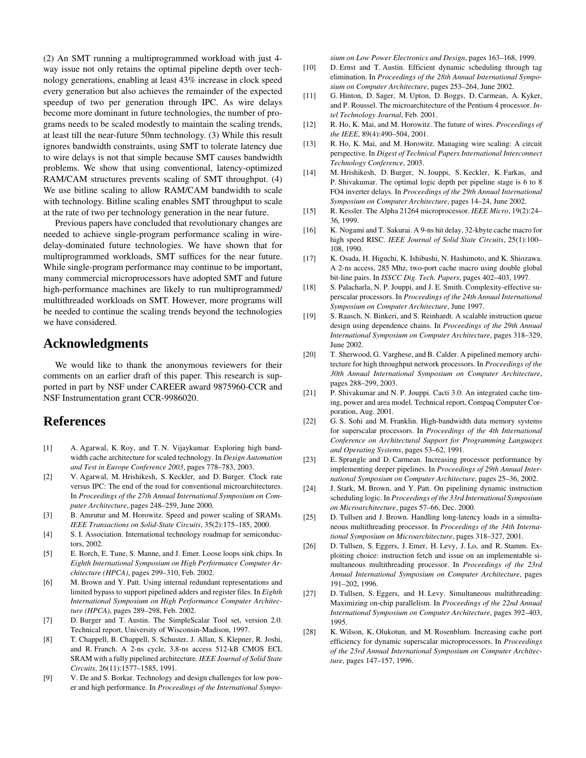(2) An SMT running a multiprogrammed workload with just 4-way issue not only retains the optimal pipeline depth over technology generations, enabling at least 43% increase in clock speed every generation but also achieves the remainder of the expected speedup of two per generation through IPC. As wire delays become more dominant in future technologies, the number of programs needs to be scaled modestly to maintain the scaling trends, at least till the near-future 50nm technology. (3) While this result ignores bandwidth constraints, using SMT to tolerate latency due to wire delays is not that simple because SMT causes bandwidth problems. We show that using conventional, latency-optimized RAM/CAM structures prevents scaling of SMT throughput. (4) We use bitline scaling to allow RAM/CAM bandwidth to scale with technology. Bitline scaling enables SMT throughput to scale at the rate of two per technology generation in the near future.

Previous papers have concluded that revolutionary changes are needed to achieve single-program performance scaling in wire-delay-dominated future technologies. We have shown that for multiprogrammed workloads, SMT suffices for the near future. While single-program performance may continue to be important, many commercial microprocessors have adopted SMT and future high-performance machines are likely to run multiprogrammed/multithreaded workloads on SMT. However, more programs will be needed to continue the scaling trends beyond the technologies we have considered.

## Acknowledgments

We would like to thank the anonymous reviewers for their comments on an earlier draft of this paper. This research is supported in part by NSF under CAREER award 9875960-CCR and NSF Instrumentation grant CCR-9986020.

## References

[1] A. Agarwal, K. Roy, and T. N. Vijaykumar. Exploring high bandwidth cache architecture for scaled technology. In *Design Automation and Test in Europe Conference 2003*, pages 778–783, 2003.

[2] V. Agarwal, M. Hrishikesh, S. Keckler, and D. Burger. Clock rate versus IPC: The end of the road for conventional microarchitectures. In *Proceedings of the 27th Annual International Symposium on Computer Architecture*, pages 248–259, June 2000.

[3] B. Amrutur and M. Horowitz. Speed and power scaling of SRAMs. *IEEE Transactions on Solid-State Circuits*, 35(2):175–185, 2000.

[4] S. I. Association. International technology roadmap for semiconductors, 2002.

[5] E. Borch, E. Tune, S. Manne, and J. Emer. Loose loops sink chips. In *Eighth International Symposium on High Performance Computer Architecture (HPCA)*, pages 299–310, Feb. 2002.

[6] M. Brown and Y. Patt. Using internal redundant representations and limited bypass to support pipelined adders and register files. In *Eighth International Symposium on High Performance Computer Architecture (HPCA)*, pages 289–298, Feb. 2002.

[7] D. Burger and T. Austin. The SimpleScalar Tool set, version 2.0. Technical report, University of Wisconsin-Madison, 1997.

[8] T. Chappell, B. Chappell, S. Schuster, J. Allan, S. Klepner, R. Joshi, and R. Franch. A 2-ns cycle, 3.8-ns access 512-kB CMOS ECL SRAM with a fully pipelined architecture. *IEEE Journal of Solid State Circuits*, 26(11):1577–1585, 1991.

[9] V. De and S. Borkar. Technology and design challenges for low power and high performance. In *Proceedings of the International Symposium on Low Power Electronics and Design*, pages 163–168, 1999.

[10] D. Ernst and T. Austin. Efficient dynamic scheduling through tag elimination. In *Proceedings of the 28th Annual International Symposium on Computer Architecture*, pages 253–264, June 2002.

[11] G. Hinton, D. Sager, M. Upton, D. Boggs, D. Carmean, A. Kyker, and P. Roussel. The microarchitecture of the Pentium 4 processor. *Intel Technology Journal*, Feb. 2001.

[12] R. Ho, K. Mai, and M. Horowitz. The future of wires. *Proceedings of the IEEE*, 89(4):490–504, 2001.

[13] R. Ho, K. Mai, and M. Horowitz. Managing wire scaling: A circuit perspective. In *Digest of Technical Papers International Interconnect Technology Conference*, 2003.

[14] M. Hrishikesh, D. Burger, N. Jouppi, S. Keckler, K. Farkas, and P. Shivakumar. The optimal logic depth per pipeline stage is 6 to 8 FO4 inverter delays. In *Proceedings of the 29th Annual International Symposium on Computer Architecture*, pages 14–24, June 2002.

[15] R. Kessler. The Alpha 21264 microprocessor. *IEEE Micro*, 19(2):24–36, 1999.

[16] K. Nogami and T. Sakurai. A 9-ns hit delay, 32-kbyte cache macro for high speed RISC. *IEEE Journal of Solid State Circuits*, 25(1):100–108, 1990.

[17] K. Osada, H. Higuchi, K. Ishibashi, N. Hashimoto, and K. Shiozawa. A 2-ns access, 285 Mhz, two-port cache macro using double global bit-line pairs. In *ISSCC Dig. Tech. Papers*, pages 402–403, 1997.

[18] S. Palacharla, N. P. Jouppi, and J. E. Smith. Complexity-effective superscalar processors. In *Proceedings of the 24th Annual International Symposium on Computer Architecture*, June 1997.

[19] S. Raasch, N. Binkeri, and S. Reinhardt. A scalable instruction queue design using dependence chains. In *Proceedings of the 29th Annual International Symposium on Computer Architecture*, pages 318–329, June 2002.

[20] T. Sherwood, G. Varghese, and B. Calder. A pipelined memory architecture for high throughput network processors. In *Proceedings of the 30th Annual International Symposium on Computer Architecture*, pages 288–299, 2003.

[21] P. Shivakumar and N. P. Jouppi. Cacti 3.0: An integrated cache timing, power and area model. Technical report, Compaq Computer Corporation, Aug. 2001.

[22] G. S. Sohi and M. Franklin. High-bandwidth data memory systems for superscalar processors. In *Proceedings of the 4th International Conference on Architectural Support for Programming Languages and Operating Systems*, pages 53–62, 1991.

[23] E. Sprangle and D. Carmean. Increasing processor performance by implementing deeper pipelines. In *Proceedings of 29th Annual International Symposium on Computer Architecture*, pages 25–36, 2002.

[24] J. Stark, M. Brown, and Y. Patt. On pipelining dynamic instruction scheduling logic. In *Proceedings of the 33rd International Symposium on Microarchitecture*, pages 57–66, Dec. 2000.

[25] D. Tullsen and J. Brown. Handling long-latency loads in a simultaneous multithreading processor. In *Proceedings of the 34th International Symposium on Microarchitecture*, pages 318–327, 2001.

[26] D. Tullsen, S. Eggers, J. Emer, H. Levy, J. Lo, and R. Stamm. Exploiting choice: instruction fetch and issue on an implementable simultaneous multithreading processor. In *Proceedings of the 23rd Annual International Symposium on Computer Architecture*, pages 191–202, 1996.

[27] D. Tullsen, S. Eggers, and H. Levy. Simultaneous multithreading: Maximizing on-chip parallelism. In *Proceedings of the 22nd Annual International Symposium on Computer Architecture*, pages 392–403, 1995.

[28] K. Wilson, K. Olukotun, and M. Rosenblum. Increasing cache port efficiency for dynamic superscalar microprocessors. In *Proceedings of the 23rd Annual International Symposium on Computer Architecture*, pages 147–157, 1996.